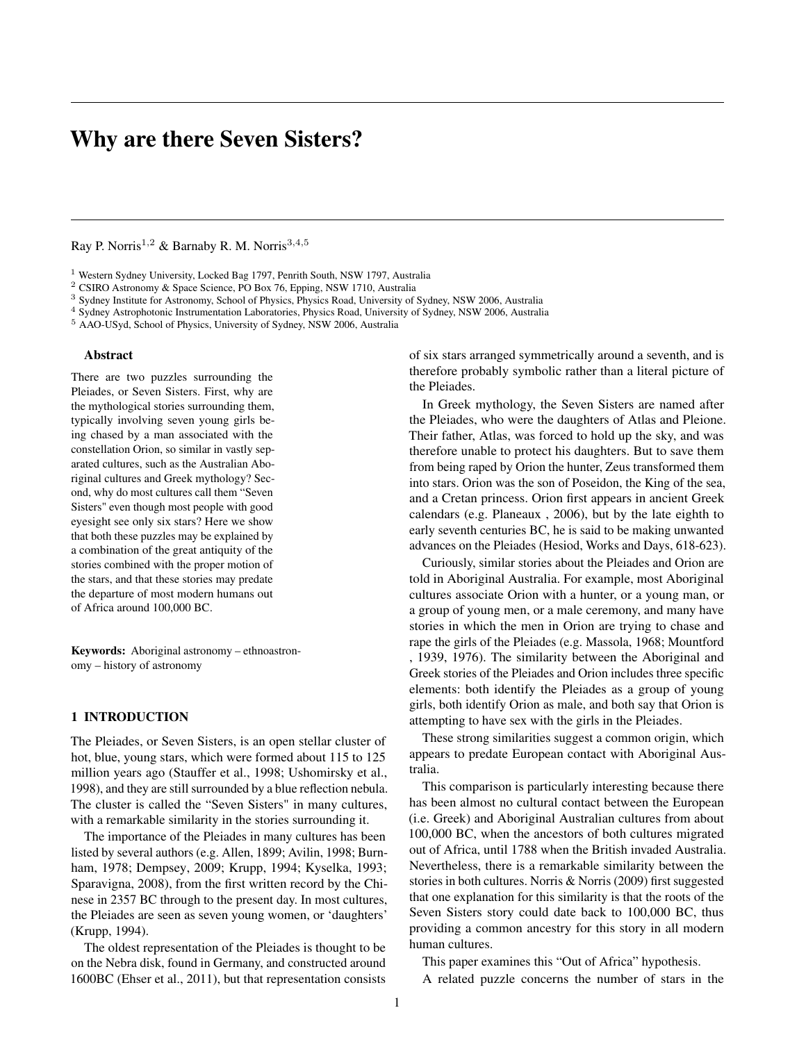# Why are there Seven Sisters?

Ray P. Norris[1,2] & Barnaby R. M. Norris[3,4,5]

[1] Western Sydney University, Locked Bag 1797, Penrith South, NSW 1797, Australia
[2] CSIRO Astronomy & Space Science, PO Box 76, Epping, NSW 1710, Australia
[3] Sydney Institute for Astronomy, School of Physics, Physics Road, University of Sydney, NSW 2006, Australia
[4] Sydney Astrophotonic Instrumentation Laboratories, Physics Road, University of Sydney, NSW 2006, Australia
[5] AAO-USyd, School of Physics, University of Sydney, NSW 2006, Australia

### Abstract

There are two puzzles surrounding the Pleiades, or Seven Sisters. First, why are the mythological stories surrounding them, typically involving seven young girls being chased by a man associated with the constellation Orion, so similar in vastly separated cultures, such as the Australian Aboriginal cultures and Greek mythology? Second, why do most cultures call them "Seven Sisters" even though most people with good eyesight see only six stars? Here we show that both these puzzles may be explained by a combination of the great antiquity of the stories combined with the proper motion of the stars, and that these stories may predate the departure of most modern humans out of Africa around 100,000 BC.

**Keywords:** Aboriginal astronomy – ethnoastronomy – history of astronomy

## 1 INTRODUCTION

The Pleiades, or Seven Sisters, is an open stellar cluster of hot, blue, young stars, which were formed about 115 to 125 million years ago (Stauffer et al., 1998; Ushomirsky et al., 1998), and they are still surrounded by a blue reflection nebula. The cluster is called the "Seven Sisters" in many cultures, with a remarkable similarity in the stories surrounding it.

The importance of the Pleiades in many cultures has been listed by several authors (e.g. Allen, 1899; Avilin, 1998; Burnham, 1978; Dempsey, 2009; Krupp, 1994; Kyselka, 1993; Sparavigna, 2008), from the first written record by the Chinese in 2357 BC through to the present day. In most cultures, the Pleiades are seen as seven young women, or 'daughters' (Krupp, 1994).

The oldest representation of the Pleiades is thought to be on the Nebra disk, found in Germany, and constructed around 1600BC (Ehser et al., 2011), but that representation consists of six stars arranged symmetrically around a seventh, and is therefore probably symbolic rather than a literal picture of the Pleiades.

In Greek mythology, the Seven Sisters are named after the Pleiades, who were the daughters of Atlas and Pleione. Their father, Atlas, was forced to hold up the sky, and was therefore unable to protect his daughters. But to save them from being raped by Orion the hunter, Zeus transformed them into stars. Orion was the son of Poseidon, the King of the sea, and a Cretan princess. Orion first appears in ancient Greek calendars (e.g. Planeaux , 2006), but by the late eighth to early seventh centuries BC, he is said to be making unwanted advances on the Pleiades (Hesiod, Works and Days, 618-623).

Curiously, similar stories about the Pleiades and Orion are told in Aboriginal Australia. For example, most Aboriginal cultures associate Orion with a hunter, or a young man, or a group of young men, or a male ceremony, and many have stories in which the men in Orion are trying to chase and rape the girls of the Pleiades (e.g. Massola, 1968; Mountford , 1939, 1976). The similarity between the Aboriginal and Greek stories of the Pleiades and Orion includes three specific elements: both identify the Pleiades as a group of young girls, both identify Orion as male, and both say that Orion is attempting to have sex with the girls in the Pleiades.

These strong similarities suggest a common origin, which appears to predate European contact with Aboriginal Australia.

This comparison is particularly interesting because there has been almost no cultural contact between the European (i.e. Greek) and Aboriginal Australian cultures from about 100,000 BC, when the ancestors of both cultures migrated out of Africa, until 1788 when the British invaded Australia. Nevertheless, there is a remarkable similarity between the stories in both cultures. Norris & Norris (2009) first suggested that one explanation for this similarity is that the roots of the Seven Sisters story could date back to 100,000 BC, thus providing a common ancestry for this story in all modern human cultures.

This paper examines this "Out of Africa" hypothesis.

A related puzzle concerns the number of stars in the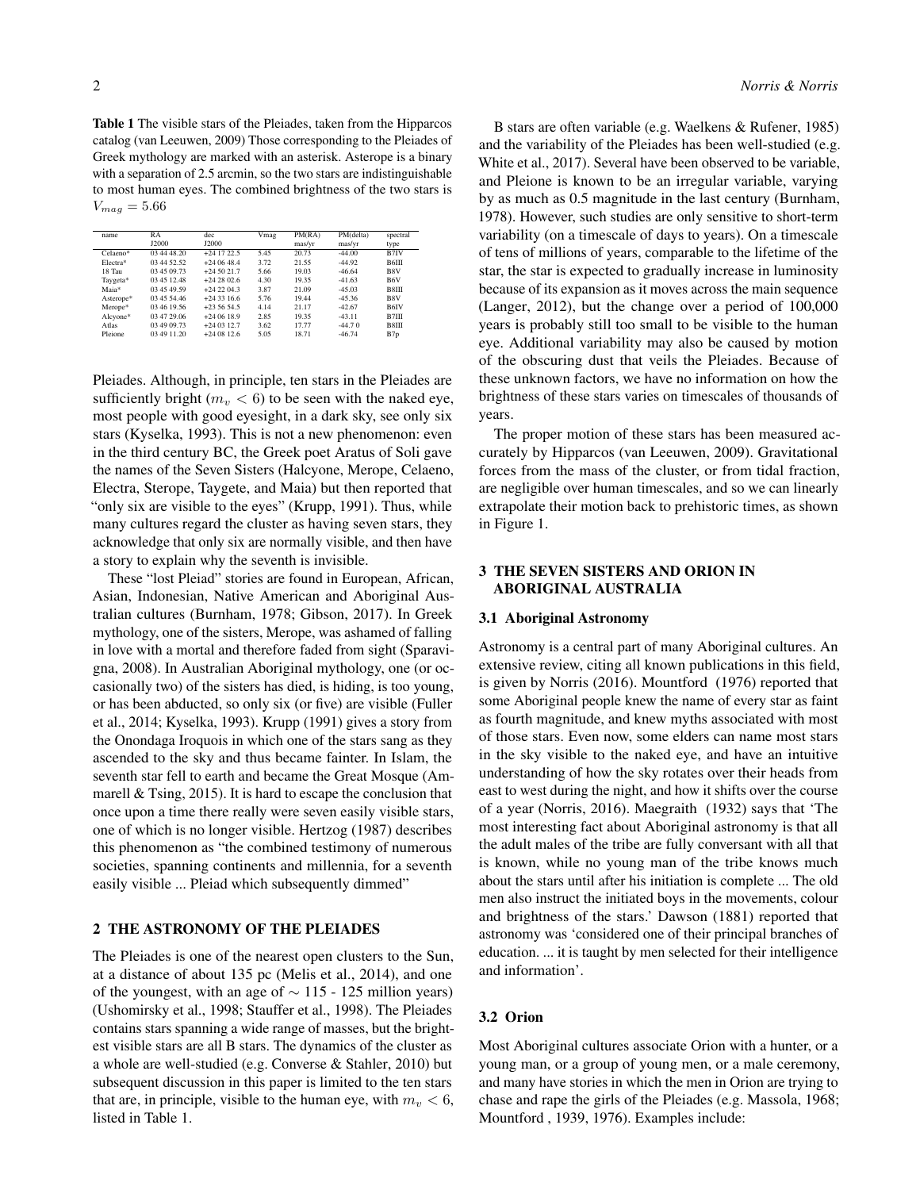**Table 1** The visible stars of the Pleiades, taken from the Hipparcos catalog (van Leeuwen, 2009) Those corresponding to the Pleiades of Greek mythology are marked with an asterisk. Asterope is a binary with a separation of 2.5 arcmin, so the two stars are indistinguishable to most human eyes. The combined brightness of the two stars is $V_{mag} = 5.66$

| name | RA J2000 | dec J2000 | Vmag | PM(RA) mas/yr | PM(delta) mas/yr | spectral type |
|---|---|---|---|---|---|---|
| Celaeno* | 03 44 48.20 | +24 17 22.5 | 5.45 | 20.73 | -44.00 | B7IV |
| Electra* | 03 44 52.52 | +24 06 48.4 | 3.72 | 21.55 | -44.92 | B6III |
| 18 Tau | 03 45 09.73 | +24 50 21.7 | 5.66 | 19.03 | -46.64 | B8V |
| Taygeta* | 03 45 12.48 | +24 28 02.6 | 4.30 | 19.35 | -41.63 | B6V |
| Maia* | 03 45 49.59 | +24 22 04.3 | 3.87 | 21.09 | -45.03 | B8III |
| Asterope* | 03 45 54.46 | +24 33 16.6 | 5.76 | 19.44 | -45.36 | B8V |
| Merope* | 03 46 19.56 | +23 56 54.5 | 4.14 | 21.17 | -42.67 | B6IV |
| Alcyone* | 03 47 29.06 | +24 06 18.9 | 2.85 | 19.35 | -43.11 | B7III |
| Atlas | 03 49 09.73 | +24 03 12.7 | 3.62 | 17.77 | -44.7 0 | B8III |
| Pleione | 03 49 11.20 | +24 08 12.6 | 5.05 | 18.71 | -46.74 | B7p |

Pleiades. Although, in principle, ten stars in the Pleiades are sufficiently bright ($m_v < 6$) to be seen with the naked eye, most people with good eyesight, in a dark sky, see only six stars (Kyselka, 1993). This is not a new phenomenon: even in the third century BC, the Greek poet Aratus of Soli gave the names of the Seven Sisters (Halcyone, Merope, Celaeno, Electra, Sterope, Taygete, and Maia) but then reported that "only six are visible to the eyes" (Krupp, 1991). Thus, while many cultures regard the cluster as having seven stars, they acknowledge that only six are normally visible, and then have a story to explain why the seventh is invisible.

These "lost Pleiad" stories are found in European, African, Asian, Indonesian, Native American and Aboriginal Australian cultures (Burnham, 1978; Gibson, 2017). In Greek mythology, one of the sisters, Merope, was ashamed of falling in love with a mortal and therefore faded from sight (Sparavigna, 2008). In Australian Aboriginal mythology, one (or occasionally two) of the sisters has died, is hiding, is too young, or has been abducted, so only six (or five) are visible (Fuller et al., 2014; Kyselka, 1993). Krupp (1991) gives a story from the Onondaga Iroquois in which one of the stars sang as they ascended to the sky and thus became fainter. In Islam, the seventh star fell to earth and became the Great Mosque (Ammarell & Tsing, 2015). It is hard to escape the conclusion that once upon a time there really were seven easily visible stars, one of which is no longer visible. Hertzog (1987) describes this phenomenon as "the combined testimony of numerous societies, spanning continents and millennia, for a seventh easily visible ... Pleiad which subsequently dimmed"

## 2 THE ASTRONOMY OF THE PLEIADES

The Pleiades is one of the nearest open clusters to the Sun, at a distance of about 135 pc (Melis et al., 2014), and one of the youngest, with an age of $\sim$ 115 - 125 million years) (Ushomirsky et al., 1998; Stauffer et al., 1998). The Pleiades contains stars spanning a wide range of masses, but the brightest visible stars are all B stars. The dynamics of the cluster as a whole are well-studied (e.g. Converse & Stahler, 2010) but subsequent discussion in this paper is limited to the ten stars that are, in principle, visible to the human eye, with $m_v < 6$, listed in Table 1.

B stars are often variable (e.g. Waelkens & Rufener, 1985) and the variability of the Pleiades has been well-studied (e.g. White et al., 2017). Several have been observed to be variable, and Pleione is known to be an irregular variable, varying by as much as 0.5 magnitude in the last century (Burnham, 1978). However, such studies are only sensitive to short-term variability (on a timescale of days to years). On a timescale of tens of millions of years, comparable to the lifetime of the star, the star is expected to gradually increase in luminosity because of its expansion as it moves across the main sequence (Langer, 2012), but the change over a period of 100,000 years is probably still too small to be visible to the human eye. Additional variability may also be caused by motion of the obscuring dust that veils the Pleiades. Because of these unknown factors, we have no information on how the brightness of these stars varies on timescales of thousands of years.

The proper motion of these stars has been measured accurately by Hipparcos (van Leeuwen, 2009). Gravitational forces from the mass of the cluster, or from tidal fraction, are negligible over human timescales, and so we can linearly extrapolate their motion back to prehistoric times, as shown in Figure 1.

## 3 THE SEVEN SISTERS AND ORION IN ABORIGINAL AUSTRALIA

### 3.1 Aboriginal Astronomy

Astronomy is a central part of many Aboriginal cultures. An extensive review, citing all known publications in this field, is given by Norris (2016). Mountford (1976) reported that some Aboriginal people knew the name of every star as faint as fourth magnitude, and knew myths associated with most of those stars. Even now, some elders can name most stars in the sky visible to the naked eye, and have an intuitive understanding of how the sky rotates over their heads from east to west during the night, and how it shifts over the course of a year (Norris, 2016). Maegraith (1932) says that 'The most interesting fact about Aboriginal astronomy is that all the adult males of the tribe are fully conversant with all that is known, while no young man of the tribe knows much about the stars until after his initiation is complete ... The old men also instruct the initiated boys in the movements, colour and brightness of the stars.' Dawson (1881) reported that astronomy was 'considered one of their principal branches of education. ... it is taught by men selected for their intelligence and information'.

### 3.2 Orion

Most Aboriginal cultures associate Orion with a hunter, or a young man, or a group of young men, or a male ceremony, and many have stories in which the men in Orion are trying to chase and rape the girls of the Pleiades (e.g. Massola, 1968; Mountford , 1939, 1976). Examples include: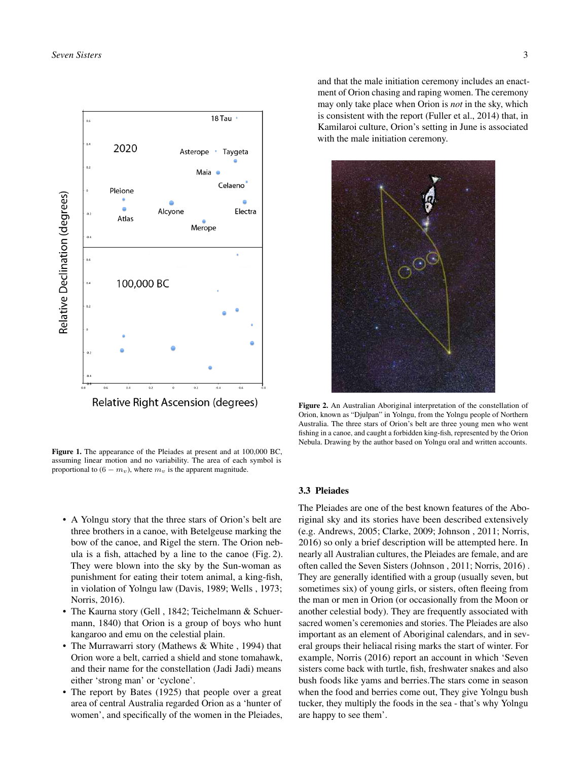Figure 1. The appearance of the Pleiades at present and at 100,000 BC, assuming linear motion and no variability. The area of each symbol is proportional to $(6 - m_v)$, where $m_v$ is the apparent magnitude.

- A Yolngu story that the three stars of Orion's belt are three brothers in a canoe, with Betelgeuse marking the bow of the canoe, and Rigel the stern. The Orion nebula is a fish, attached by a line to the canoe (Fig. 2). They were blown into the sky by the Sun-woman as punishment for eating their totem animal, a king-fish, in violation of Yolngu law (Davis, 1989; Wells , 1973; Norris, 2016).
- The Kaurna story (Gell , 1842; Teichelmann & Schuermann, 1840) that Orion is a group of boys who hunt kangaroo and emu on the celestial plain.
- The Murrawarri story (Mathews & White , 1994) that Orion wore a belt, carried a shield and stone tomahawk, and their name for the constellation (Jadi Jadi) means either 'strong man' or 'cyclone'.
- The report by Bates (1925) that people over a great area of central Australia regarded Orion as a 'hunter of women', and specifically of the women in the Pleiades, and that the male initiation ceremony includes an enactment of Orion chasing and raping women. The ceremony may only take place when Orion is *not* in the sky, which is consistent with the report (Fuller et al., 2014) that, in Kamilaroi culture, Orion's setting in June is associated with the male initiation ceremony.

Figure 2. An Australian Aboriginal interpretation of the constellation of Orion, known as "Djulpan" in Yolngu, from the Yolngu people of Northern Australia. The three stars of Orion's belt are three young men who went fishing in a canoe, and caught a forbidden king-fish, represented by the Orion Nebula. Drawing by the author based on Yolngu oral and written accounts.

### 3.3 Pleiades

The Pleiades are one of the best known features of the Aboriginal sky and its stories have been described extensively (e.g. Andrews, 2005; Clarke, 2009; Johnson , 2011; Norris, 2016) so only a brief description will be attempted here. In nearly all Australian cultures, the Pleiades are female, and are often called the Seven Sisters (Johnson , 2011; Norris, 2016) . They are generally identified with a group (usually seven, but sometimes six) of young girls, or sisters, often fleeing from the man or men in Orion (or occasionally from the Moon or another celestial body). They are frequently associated with sacred women's ceremonies and stories. The Pleiades are also important as an element of Aboriginal calendars, and in several groups their heliacal rising marks the start of winter. For example, Norris (2016) report an account in which 'Seven sisters come back with turtle, fish, freshwater snakes and also bush foods like yams and berries.The stars come in season when the food and berries come out, They give Yolngu bush tucker, they multiply the foods in the sea - that's why Yolngu are happy to see them'.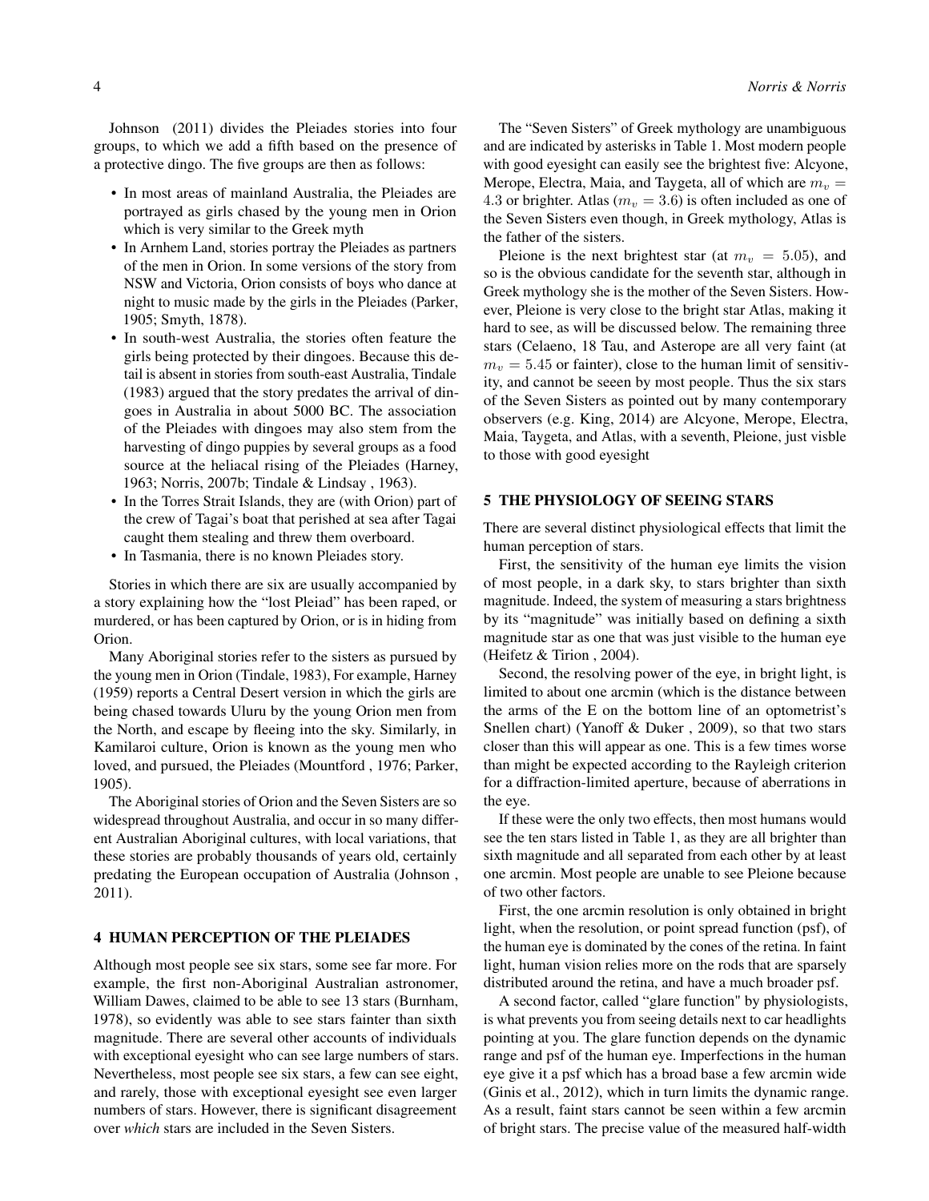Johnson (2011) divides the Pleiades stories into four groups, to which we add a fifth based on the presence of a protective dingo. The five groups are then as follows:

- In most areas of mainland Australia, the Pleiades are portrayed as girls chased by the young men in Orion which is very similar to the Greek myth
- In Arnhem Land, stories portray the Pleiades as partners of the men in Orion. In some versions of the story from NSW and Victoria, Orion consists of boys who dance at night to music made by the girls in the Pleiades (Parker, 1905; Smyth, 1878).
- In south-west Australia, the stories often feature the girls being protected by their dingoes. Because this detail is absent in stories from south-east Australia, Tindale (1983) argued that the story predates the arrival of dingoes in Australia in about 5000 BC. The association of the Pleiades with dingoes may also stem from the harvesting of dingo puppies by several groups as a food source at the heliacal rising of the Pleiades (Harney, 1963; Norris, 2007b; Tindale & Lindsay , 1963).
- In the Torres Strait Islands, they are (with Orion) part of the crew of Tagai's boat that perished at sea after Tagai caught them stealing and threw them overboard.
- In Tasmania, there is no known Pleiades story.

Stories in which there are six are usually accompanied by a story explaining how the "lost Pleiad" has been raped, or murdered, or has been captured by Orion, or is in hiding from Orion.

Many Aboriginal stories refer to the sisters as pursued by the young men in Orion (Tindale, 1983), For example, Harney (1959) reports a Central Desert version in which the girls are being chased towards Uluru by the young Orion men from the North, and escape by fleeing into the sky. Similarly, in Kamilaroi culture, Orion is known as the young men who loved, and pursued, the Pleiades (Mountford , 1976; Parker, 1905).

The Aboriginal stories of Orion and the Seven Sisters are so widespread throughout Australia, and occur in so many different Australian Aboriginal cultures, with local variations, that these stories are probably thousands of years old, certainly predating the European occupation of Australia (Johnson , 2011).

## 4 HUMAN PERCEPTION OF THE PLEIADES

Although most people see six stars, some see far more. For example, the first non-Aboriginal Australian astronomer, William Dawes, claimed to be able to see 13 stars (Burnham, 1978), so evidently was able to see stars fainter than sixth magnitude. There are several other accounts of individuals with exceptional eyesight who can see large numbers of stars. Nevertheless, most people see six stars, a few can see eight, and rarely, those with exceptional eyesight see even larger numbers of stars. However, there is significant disagreement over *which* stars are included in the Seven Sisters.

The "Seven Sisters" of Greek mythology are unambiguous and are indicated by asterisks in Table 1. Most modern people with good eyesight can easily see the brightest five: Alcyone, Merope, Electra, Maia, and Taygeta, all of which are $m_v = 4.3$ or brighter. Atlas ($m_v = 3.6$) is often included as one of the Seven Sisters even though, in Greek mythology, Atlas is the father of the sisters.

Pleione is the next brightest star (at $m_v = 5.05$), and so is the obvious candidate for the seventh star, although in Greek mythology she is the mother of the Seven Sisters. However, Pleione is very close to the bright star Atlas, making it hard to see, as will be discussed below. The remaining three stars (Celaeno, 18 Tau, and Asterope are all very faint (at $m_v = 5.45$ or fainter), close to the human limit of sensitivity, and cannot be seeen by most people. Thus the six stars of the Seven Sisters as pointed out by many contemporary observers (e.g. King, 2014) are Alcyone, Merope, Electra, Maia, Taygeta, and Atlas, with a seventh, Pleione, just visble to those with good eyesight

## 5 THE PHYSIOLOGY OF SEEING STARS

There are several distinct physiological effects that limit the human perception of stars.

First, the sensitivity of the human eye limits the vision of most people, in a dark sky, to stars brighter than sixth magnitude. Indeed, the system of measuring a stars brightness by its "magnitude" was initially based on defining a sixth magnitude star as one that was just visible to the human eye (Heifetz & Tirion , 2004).

Second, the resolving power of the eye, in bright light, is limited to about one arcmin (which is the distance between the arms of the E on the bottom line of an optometrist's Snellen chart) (Yanoff & Duker , 2009), so that two stars closer than this will appear as one. This is a few times worse than might be expected according to the Rayleigh criterion for a diffraction-limited aperture, because of aberrations in the eye.

If these were the only two effects, then most humans would see the ten stars listed in Table 1, as they are all brighter than sixth magnitude and all separated from each other by at least one arcmin. Most people are unable to see Pleione because of two other factors.

First, the one arcmin resolution is only obtained in bright light, when the resolution, or point spread function (psf), of the human eye is dominated by the cones of the retina. In faint light, human vision relies more on the rods that are sparsely distributed around the retina, and have a much broader psf.

A second factor, called "glare function" by physiologists, is what prevents you from seeing details next to car headlights pointing at you. The glare function depends on the dynamic range and psf of the human eye. Imperfections in the human eye give it a psf which has a broad base a few arcmin wide (Ginis et al., 2012), which in turn limits the dynamic range. As a result, faint stars cannot be seen within a few arcmin of bright stars. The precise value of the measured half-width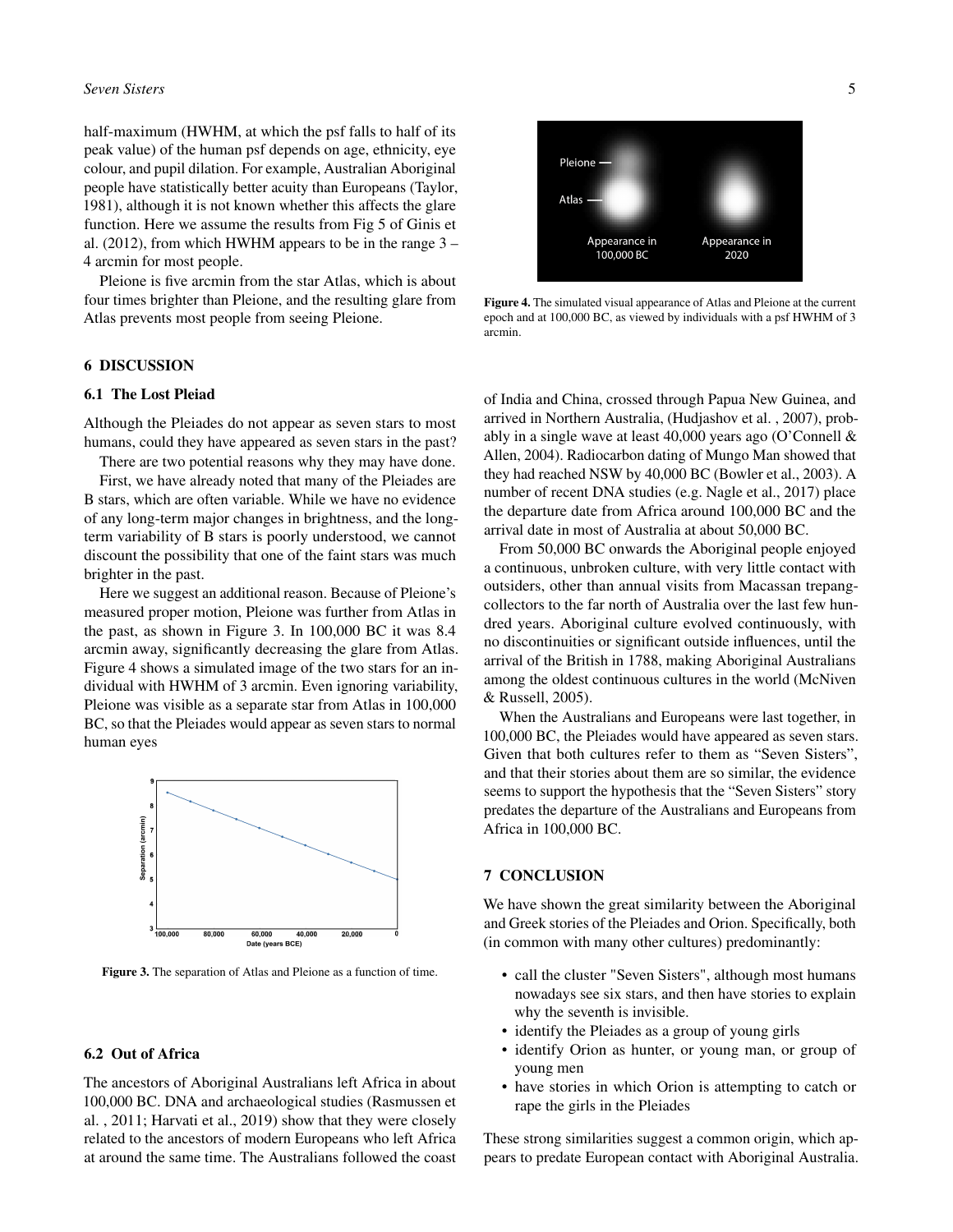half-maximum (HWHM, at which the psf falls to half of its peak value) of the human psf depends on age, ethnicity, eye colour, and pupil dilation. For example, Australian Aboriginal people have statistically better acuity than Europeans (Taylor, 1981), although it is not known whether this affects the glare function. Here we assume the results from Fig 5 of Ginis et al. (2012), from which HWHM appears to be in the range 3 – 4 arcmin for most people.

Pleione is five arcmin from the star Atlas, which is about four times brighter than Pleione, and the resulting glare from Atlas prevents most people from seeing Pleione.

Figure 4. The simulated visual appearance of Atlas and Pleione at the current epoch and at 100,000 BC, as viewed by individuals with a psf HWHM of 3 arcmin.

## 6 DISCUSSION

### 6.1 The Lost Pleiad

Although the Pleiades do not appear as seven stars to most humans, could they have appeared as seven stars in the past?

There are two potential reasons why they may have done.

First, we have already noted that many of the Pleiades are B stars, which are often variable. While we have no evidence of any long-term major changes in brightness, and the long-term variability of B stars is poorly understood, we cannot discount the possibility that one of the faint stars was much brighter in the past.

Here we suggest an additional reason. Because of Pleione's measured proper motion, Pleione was further from Atlas in the past, as shown in Figure 3. In 100,000 BC it was 8.4 arcmin away, significantly decreasing the glare from Atlas. Figure 4 shows a simulated image of the two stars for an individual with HWHM of 3 arcmin. Even ignoring variability, Pleione was visible as a separate star from Atlas in 100,000 BC, so that the Pleiades would appear as seven stars to normal human eyes

Figure 3. The separation of Atlas and Pleione as a function of time.

### 6.2 Out of Africa

The ancestors of Aboriginal Australians left Africa in about 100,000 BC. DNA and archaeological studies (Rasmussen et al. , 2011; Harvati et al., 2019) show that they were closely related to the ancestors of modern Europeans who left Africa at around the same time. The Australians followed the coast of India and China, crossed through Papua New Guinea, and arrived in Northern Australia, (Hudjashov et al. , 2007), probably in a single wave at least 40,000 years ago (O'Connell & Allen, 2004). Radiocarbon dating of Mungo Man showed that they had reached NSW by 40,000 BC (Bowler et al., 2003). A number of recent DNA studies (e.g. Nagle et al., 2017) place the departure date from Africa around 100,000 BC and the arrival date in most of Australia at about 50,000 BC.

From 50,000 BC onwards the Aboriginal people enjoyed a continuous, unbroken culture, with very little contact with outsiders, other than annual visits from Macassan trepang-collectors to the far north of Australia over the last few hundred years. Aboriginal culture evolved continuously, with no discontinuities or significant outside influences, until the arrival of the British in 1788, making Aboriginal Australians among the oldest continuous cultures in the world (McNiven & Russell, 2005).

When the Australians and Europeans were last together, in 100,000 BC, the Pleiades would have appeared as seven stars. Given that both cultures refer to them as "Seven Sisters", and that their stories about them are so similar, the evidence seems to support the hypothesis that the "Seven Sisters" story predates the departure of the Australians and Europeans from Africa in 100,000 BC.

## 7 CONCLUSION

We have shown the great similarity between the Aboriginal and Greek stories of the Pleiades and Orion. Specifically, both (in common with many other cultures) predominantly:

- call the cluster "Seven Sisters", although most humans nowadays see six stars, and then have stories to explain why the seventh is invisible.
- identify the Pleiades as a group of young girls
- identify Orion as hunter, or young man, or group of young men
- have stories in which Orion is attempting to catch or rape the girls in the Pleiades

These strong similarities suggest a common origin, which appears to predate European contact with Aboriginal Australia.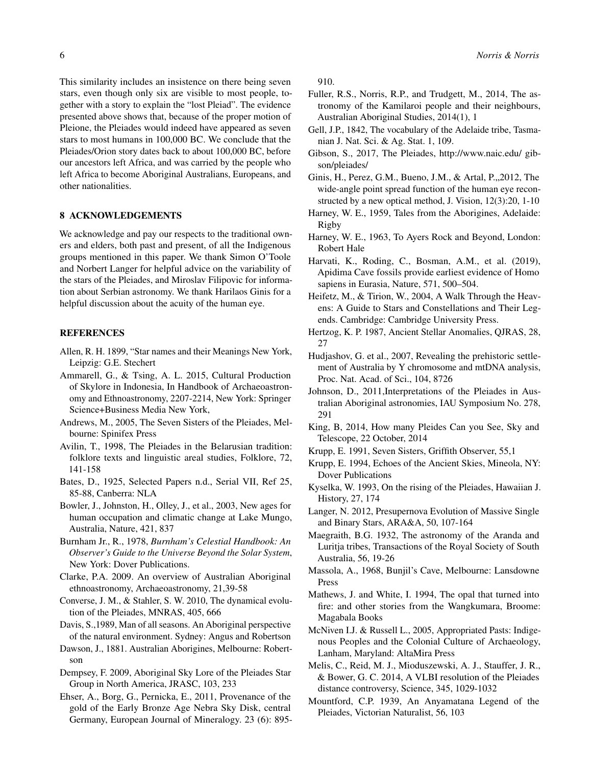This similarity includes an insistence on there being seven stars, even though only six are visible to most people, together with a story to explain the "lost Pleiad". The evidence presented above shows that, because of the proper motion of Pleione, the Pleiades would indeed have appeared as seven stars to most humans in 100,000 BC. We conclude that the Pleiades/Orion story dates back to about 100,000 BC, before our ancestors left Africa, and was carried by the people who left Africa to become Aboriginal Australians, Europeans, and other nationalities.

## 8 ACKNOWLEDGEMENTS

We acknowledge and pay our respects to the traditional owners and elders, both past and present, of all the Indigenous groups mentioned in this paper. We thank Simon O'Toole and Norbert Langer for helpful advice on the variability of the stars of the Pleiades, and Miroslav Filipovic for information about Serbian astronomy. We thank Harilaos Ginis for a helpful discussion about the acuity of the human eye.

## REFERENCES

Allen, R. H. 1899, "Star names and their Meanings New York, Leipzig: G.E. Stechert

Ammarell, G., & Tsing, A. L. 2015, Cultural Production of Skylore in Indonesia, In Handbook of Archaeoastronomy and Ethnoastronomy, 2207-2214, New York: Springer Science+Business Media New York,

Andrews, M., 2005, The Seven Sisters of the Pleiades, Melbourne: Spinifex Press

Avilin, T., 1998, The Pleiades in the Belarusian tradition: folklore texts and linguistic areal studies, Folklore, 72, 141-158

Bates, D., 1925, Selected Papers n.d., Serial VII, Ref 25, 85-88, Canberra: NLA

Bowler, J., Johnston, H., Olley, J., et al., 2003, New ages for human occupation and climatic change at Lake Mungo, Australia, Nature, 421, 837

Burnham Jr., R., 1978, *Burnham's Celestial Handbook: An Observer's Guide to the Universe Beyond the Solar System*, New York: Dover Publications.

Clarke, P.A. 2009. An overview of Australian Aboriginal ethnoastronomy, Archaeoastronomy, 21,39-58

Converse, J. M., & Stahler, S. W. 2010, The dynamical evolution of the Pleiades, MNRAS, 405, 666

Davis, S.,1989, Man of all seasons. An Aboriginal perspective of the natural environment. Sydney: Angus and Robertson

Dawson, J., 1881. Australian Aborigines, Melbourne: Robertson

Dempsey, F. 2009, Aboriginal Sky Lore of the Pleiades Star Group in North America, JRASC, 103, 233

Ehser, A., Borg, G., Pernicka, E., 2011, Provenance of the gold of the Early Bronze Age Nebra Sky Disk, central Germany, European Journal of Mineralogy. 23 (6): 895-910.

Fuller, R.S., Norris, R.P., and Trudgett, M., 2014, The astronomy of the Kamilaroi people and their neighbours, Australian Aboriginal Studies, 2014(1), 1

Gell, J.P., 1842, The vocabulary of the Adelaide tribe, Tasmanian J. Nat. Sci. & Ag. Stat. 1, 109.

Gibson, S., 2017, The Pleiades, http://www.naic.edu/ gibson/pleiades/

Ginis, H., Perez, G.M., Bueno, J.M., & Artal, P.,,2012, The wide-angle point spread function of the human eye reconstructed by a new optical method, J. Vision, 12(3):20, 1-10

Harney, W. E., 1959, Tales from the Aborigines, Adelaide: Rigby

Harney, W. E., 1963, To Ayers Rock and Beyond, London: Robert Hale

Harvati, K., Roding, C., Bosman, A.M., et al. (2019), Apidima Cave fossils provide earliest evidence of Homo sapiens in Eurasia, Nature, 571, 500–504.

Heifetz, M., & Tirion, W., 2004, A Walk Through the Heavens: A Guide to Stars and Constellations and Their Legends. Cambridge: Cambridge University Press.

Hertzog, K. P. 1987, Ancient Stellar Anomalies, QJRAS, 28, 27

Hudjashov, G. et al., 2007, Revealing the prehistoric settlement of Australia by Y chromosome and mtDNA analysis, Proc. Nat. Acad. of Sci., 104, 8726

Johnson, D., 2011,Interpretations of the Pleiades in Australian Aboriginal astronomies, IAU Symposium No. 278, 291

King, B, 2014, How many Pleides Can you See, Sky and Telescope, 22 October, 2014

Krupp, E. 1991, Seven Sisters, Griffith Observer, 55,1

Krupp, E. 1994, Echoes of the Ancient Skies, Mineola, NY: Dover Publications

Kyselka, W. 1993, On the rising of the Pleiades, Hawaiian J. History, 27, 174

Langer, N. 2012, Presupernova Evolution of Massive Single and Binary Stars, ARA&A, 50, 107-164

Maegraith, B.G. 1932, The astronomy of the Aranda and Luritja tribes, Transactions of the Royal Society of South Australia, 56, 19-26

Massola, A., 1968, Bunjil's Cave, Melbourne: Lansdowne Press

Mathews, J. and White, I. 1994, The opal that turned into fire: and other stories from the Wangkumara, Broome: Magabala Books

McNiven I.J. & Russell L., 2005, Appropriated Pasts: Indigenous Peoples and the Colonial Culture of Archaeology, Lanham, Maryland: AltaMira Press

Melis, C., Reid, M. J., Mioduszewski, A. J., Stauffer, J. R., & Bower, G. C. 2014, A VLBI resolution of the Pleiades distance controversy, Science, 345, 1029-1032

Mountford, C.P. 1939, An Anyamatana Legend of the Pleiades, Victorian Naturalist, 56, 103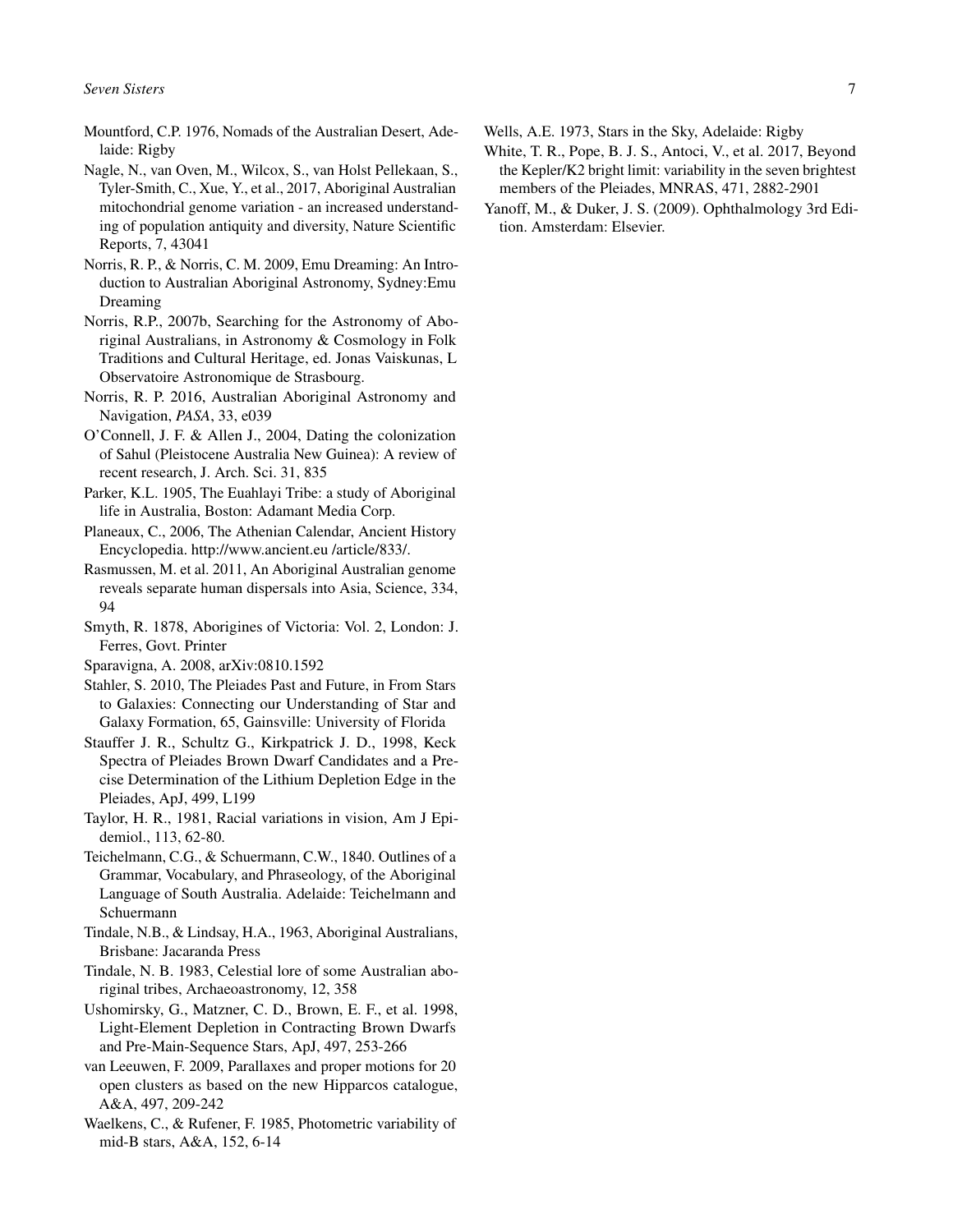Mountford, C.P. 1976, Nomads of the Australian Desert, Adelaide: Rigby

Nagle, N., van Oven, M., Wilcox, S., van Holst Pellekaan, S., Tyler-Smith, C., Xue, Y., et al., 2017, Aboriginal Australian mitochondrial genome variation - an increased understanding of population antiquity and diversity, Nature Scientific Reports, 7, 43041

Norris, R. P., & Norris, C. M. 2009, Emu Dreaming: An Introduction to Australian Aboriginal Astronomy, Sydney:Emu Dreaming

Norris, R.P., 2007b, Searching for the Astronomy of Aboriginal Australians, in Astronomy & Cosmology in Folk Traditions and Cultural Heritage, ed. Jonas Vaiskunas, L Observatoire Astronomique de Strasbourg.

Norris, R. P. 2016, Australian Aboriginal Astronomy and Navigation, *PASA*, 33, e039

O'Connell, J. F. & Allen J., 2004, Dating the colonization of Sahul (Pleistocene Australia New Guinea): A review of recent research, J. Arch. Sci. 31, 835

Parker, K.L. 1905, The Euahlayi Tribe: a study of Aboriginal life in Australia, Boston: Adamant Media Corp.

Planeaux, C., 2006, The Athenian Calendar, Ancient History Encyclopedia. http://www.ancient.eu /article/833/.

Rasmussen, M. et al. 2011, An Aboriginal Australian genome reveals separate human dispersals into Asia, Science, 334, 94

Smyth, R. 1878, Aborigines of Victoria: Vol. 2, London: J. Ferres, Govt. Printer

Sparavigna, A. 2008, arXiv:0810.1592

Stahler, S. 2010, The Pleiades Past and Future, in From Stars to Galaxies: Connecting our Understanding of Star and Galaxy Formation, 65, Gainsville: University of Florida

Stauffer J. R., Schultz G., Kirkpatrick J. D., 1998, Keck Spectra of Pleiades Brown Dwarf Candidates and a Precise Determination of the Lithium Depletion Edge in the Pleiades, ApJ, 499, L199

Taylor, H. R., 1981, Racial variations in vision, Am J Epidemiol., 113, 62-80.

Teichelmann, C.G., & Schuermann, C.W., 1840. Outlines of a Grammar, Vocabulary, and Phraseology, of the Aboriginal Language of South Australia. Adelaide: Teichelmann and Schuermann

Tindale, N.B., & Lindsay, H.A., 1963, Aboriginal Australians, Brisbane: Jacaranda Press

Tindale, N. B. 1983, Celestial lore of some Australian aboriginal tribes, Archaeoastronomy, 12, 358

Ushomirsky, G., Matzner, C. D., Brown, E. F., et al. 1998, Light-Element Depletion in Contracting Brown Dwarfs and Pre-Main-Sequence Stars, ApJ, 497, 253-266

van Leeuwen, F. 2009, Parallaxes and proper motions for 20 open clusters as based on the new Hipparcos catalogue, A&A, 497, 209-242

Waelkens, C., & Rufener, F. 1985, Photometric variability of mid-B stars, A&A, 152, 6-14

Wells, A.E. 1973, Stars in the Sky, Adelaide: Rigby

White, T. R., Pope, B. J. S., Antoci, V., et al. 2017, Beyond the Kepler/K2 bright limit: variability in the seven brightest members of the Pleiades, MNRAS, 471, 2882-2901

Yanoff, M., & Duker, J. S. (2009). Ophthalmology 3rd Edition. Amsterdam: Elsevier.